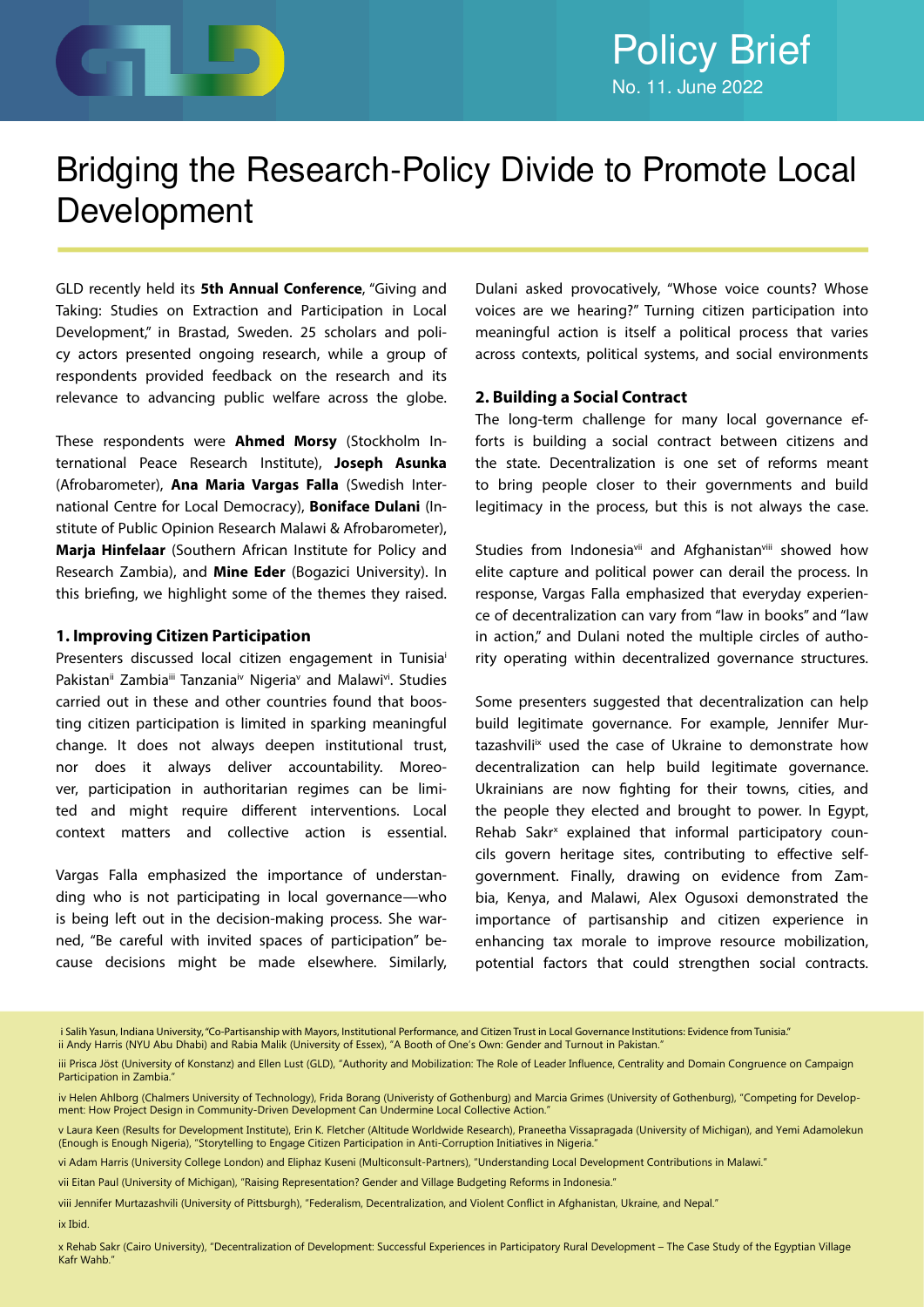Policy Brief
No. 11. June 2022

# Bridging the Research-Policy Divide to Promote Local Development

GLD recently held its **5th Annual Conference**, "Giving and Taking: Studies on Extraction and Participation in Local Development," in Brastad, Sweden. 25 scholars and policy actors presented ongoing research, while a group of respondents provided feedback on the research and its relevance to advancing public welfare across the globe.

These respondents were **Ahmed Morsy** (Stockholm International Peace Research Institute), **Joseph Asunka** (Afrobarometer), **Ana Maria Vargas Falla** (Swedish International Centre for Local Democracy), **Boniface Dulani** (Institute of Public Opinion Research Malawi & Afrobarometer), **Marja Hinfelaar** (Southern African Institute for Policy and Research Zambia), and **Mine Eder** (Bogazici University). In this briefing, we highlight some of the themes they raised.

## 1. Improving Citizen Participation

Presenters discussed local citizen engagement in Tunisia[i] Pakistan[ii] Zambia[iii] Tanzania[iv] Nigeria[v] and Malawi[vi]. Studies carried out in these and other countries found that boosting citizen participation is limited in sparking meaningful change. It does not always deepen institutional trust, nor does it always deliver accountability. Moreover, participation in authoritarian regimes can be limited and might require different interventions. Local context matters and collective action is essential.

Vargas Falla emphasized the importance of understanding who is not participating in local governance—who is being left out in the decision-making process. She warned, "Be careful with invited spaces of participation" because decisions might be made elsewhere. Similarly, Dulani asked provocatively, "Whose voice counts? Whose voices are we hearing?" Turning citizen participation into meaningful action is itself a political process that varies across contexts, political systems, and social environments

## 2. Building a Social Contract

The long-term challenge for many local governance efforts is building a social contract between citizens and the state. Decentralization is one set of reforms meant to bring people closer to their governments and build legitimacy in the process, but this is not always the case.

Studies from Indonesia[vii] and Afghanistan[viii] showed how elite capture and political power can derail the process. In response, Vargas Falla emphasized that everyday experience of decentralization can vary from "law in books" and "law in action," and Dulani noted the multiple circles of authority operating within decentralized governance structures.

Some presenters suggested that decentralization can help build legitimate governance. For example, Jennifer Murtazashvili[ix] used the case of Ukraine to demonstrate how decentralization can help build legitimate governance. Ukrainians are now fighting for their towns, cities, and the people they elected and brought to power. In Egypt, Rehab Sakr[x] explained that informal participatory councils govern heritage sites, contributing to effective self-government. Finally, drawing on evidence from Zambia, Kenya, and Malawi, Alex Ogusoxi demonstrated the importance of partisanship and citizen experience in enhancing tax morale to improve resource mobilization, potential factors that could strengthen social contracts.

---

i Salih Yasun, Indiana University, "Co-Partisanship with Mayors, Institutional Performance, and Citizen Trust in Local Governance Institutions: Evidence from Tunisia."

ii Andy Harris (NYU Abu Dhabi) and Rabia Malik (University of Essex), "A Booth of One's Own: Gender and Turnout in Pakistan."

iii Prisca Jöst (University of Konstanz) and Ellen Lust (GLD), "Authority and Mobilization: The Role of Leader Influence, Centrality and Domain Congruence on Campaign Participation in Zambia."

iv Helen Ahlborg (Chalmers University of Technology), Frida Borang (Univeristy of Gothenburg) and Marcia Grimes (University of Gothenburg), "Competing for Development: How Project Design in Community-Driven Development Can Undermine Local Collective Action."

v Laura Keen (Results for Development Institute), Erin K. Fletcher (Altitude Worldwide Research), Praneetha Vissapragada (University of Michigan), and Yemi Adamolekun (Enough is Enough Nigeria), "Storytelling to Engage Citizen Participation in Anti-Corruption Initiatives in Nigeria."

vi Adam Harris (University College London) and Eliphaz Kuseni (Multiconsult-Partners), "Understanding Local Development Contributions in Malawi."

vii Eitan Paul (University of Michigan), "Raising Representation? Gender and Village Budgeting Reforms in Indonesia."

viii Jennifer Murtazashvili (University of Pittsburgh), "Federalism, Decentralization, and Violent Conflict in Afghanistan, Ukraine, and Nepal."

ix Ibid.

x Rehab Sakr (Cairo University), "Decentralization of Development: Successful Experiences in Participatory Rural Development – The Case Study of the Egyptian Village Kafr Wahb."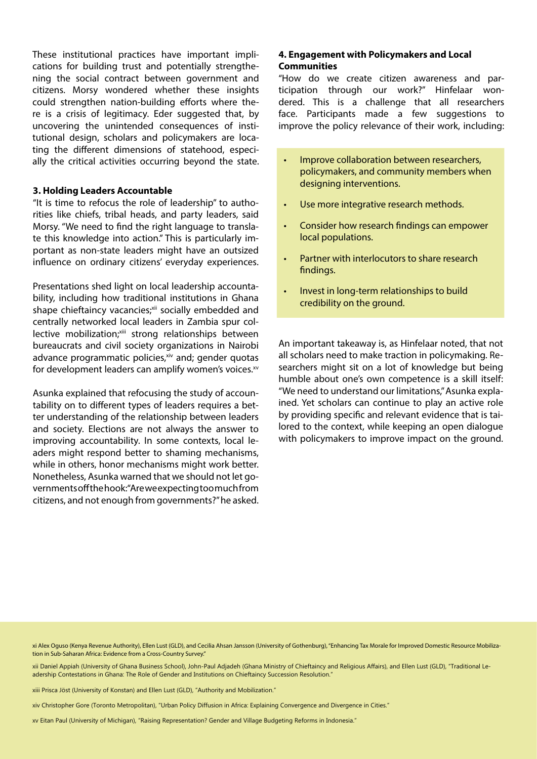These institutional practices have important implications for building trust and potentially strengthening the social contract between government and citizens. Morsy wondered whether these insights could strengthen nation-building efforts where there is a crisis of legitimacy. Eder suggested that, by uncovering the unintended consequences of institutional design, scholars and policymakers are locating the different dimensions of statehood, especially the critical activities occurring beyond the state.

### 3. Holding Leaders Accountable

"It is time to refocus the role of leadership" to authorities like chiefs, tribal heads, and party leaders, said Morsy. "We need to find the right language to translate this knowledge into action." This is particularly important as non-state leaders might have an outsized influence on ordinary citizens' everyday experiences.

Presentations shed light on local leadership accountability, including how traditional institutions in Ghana shape chieftaincy vacancies;[xii] socially embedded and centrally networked local leaders in Zambia spur collective mobilization;[xiii] strong relationships between bureaucrats and civil society organizations in Nairobi advance programmatic policies,[xiv] and; gender quotas for development leaders can amplify women's voices.[xv]

Asunka explained that refocusing the study of accountability on to different types of leaders requires a better understanding of the relationship between leaders and society. Elections are not always the answer to improving accountability. In some contexts, local leaders might respond better to shaming mechanisms, while in others, honor mechanisms might work better. Nonetheless, Asunka warned that we should not let governments off the hook: "Are we expecting too much from citizens, and not enough from governments?" he asked.

### 4. Engagement with Policymakers and Local Communities

"How do we create citizen awareness and participation through our work?" Hinfelaar wondered. This is a challenge that all researchers face. Participants made a few suggestions to improve the policy relevance of their work, including:

- Improve collaboration between researchers, policymakers, and community members when designing interventions.
- Use more integrative research methods.
- Consider how research findings can empower local populations.
- Partner with interlocutors to share research findings.
- Invest in long-term relationships to build credibility on the ground.

An important takeaway is, as Hinfelaar noted, that not all scholars need to make traction in policymaking. Researchers might sit on a lot of knowledge but being humble about one's own competence is a skill itself: "We need to understand our limitations," Asunka explained. Yet scholars can continue to play an active role by providing specific and relevant evidence that is tailored to the context, while keeping an open dialogue with policymakers to improve impact on the ground.

---

xi Alex Oguso (Kenya Revenue Authority), Ellen Lust (GLD), and Cecilia Ahsan Jansson (University of Gothenburg), "Enhancing Tax Morale for Improved Domestic Resource Mobilization in Sub-Saharan Africa: Evidence from a Cross-Country Survey."

xii Daniel Appiah (University of Ghana Business School), John-Paul Adjadeh (Ghana Ministry of Chieftaincy and Religious Affairs), and Ellen Lust (GLD), "Traditional Leadership Contestations in Ghana: The Role of Gender and Institutions on Chieftaincy Succession Resolution."

xiii Prisca Jöst (University of Konstan) and Ellen Lust (GLD), "Authority and Mobilization."

xiv Christopher Gore (Toronto Metropolitan), "Urban Policy Diffusion in Africa: Explaining Convergence and Divergence in Cities."

xv Eitan Paul (University of Michigan), "Raising Representation? Gender and Village Budgeting Reforms in Indonesia."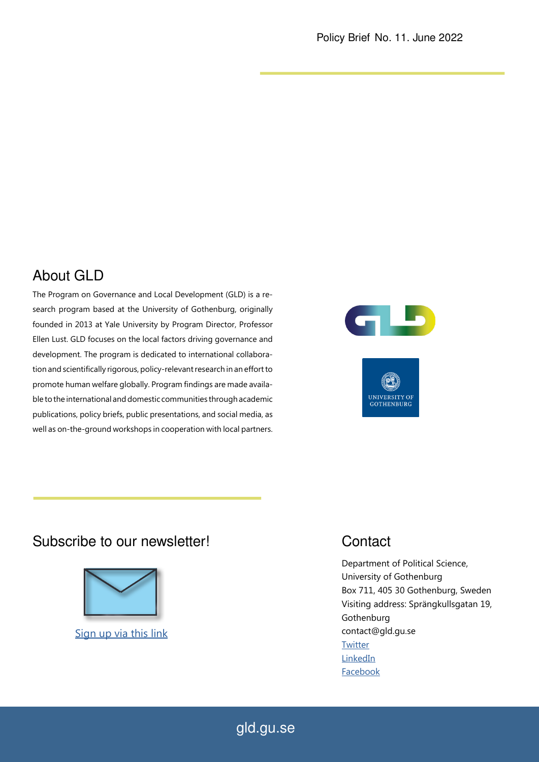Policy Brief No. 11. June 2022

## About GLD

The Program on Governance and Local Development (GLD) is a research program based at the University of Gothenburg, originally founded in 2013 at Yale University by Program Director, Professor Ellen Lust. GLD focuses on the local factors driving governance and development. The program is dedicated to international collaboration and scientifically rigorous, policy-relevant research in an effort to promote human welfare globally. Program findings are made available to the international and domestic communities through academic publications, policy briefs, public presentations, and social media, as well as on-the-ground workshops in cooperation with local partners.

## Subscribe to our newsletter!

[Sign up via this link]

## Contact

Department of Political Science,
University of Gothenburg
Box 711, 405 30 Gothenburg, Sweden
Visiting address: Sprängkullsgatan 19, Gothenburg
contact@gld.gu.se
Twitter
LinkedIn
Facebook

gld.gu.se